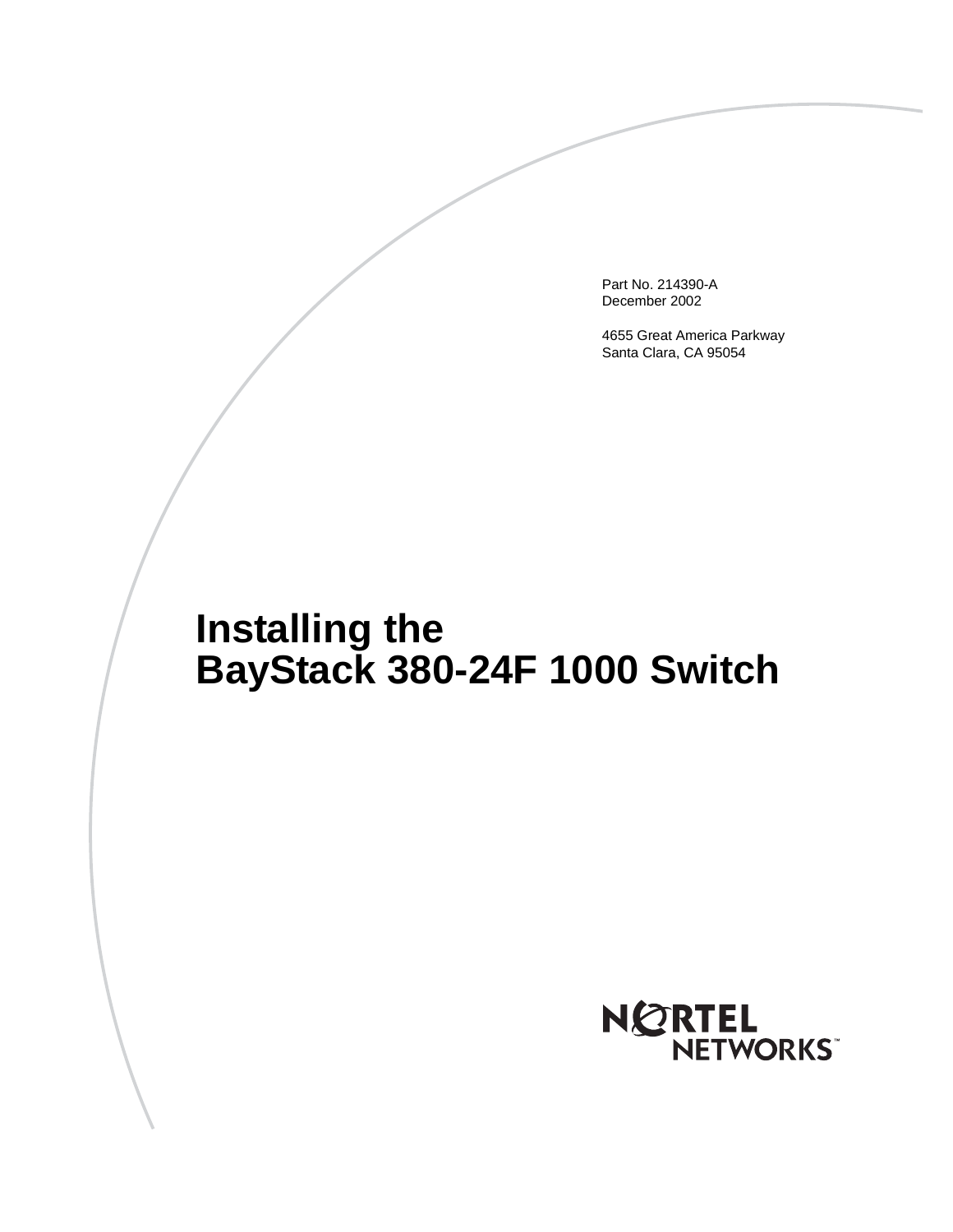Part No. 214390-A
December 2002

4655 Great America Parkway
Santa Clara, CA 95054

# Installing the BayStack 380-24F 1000 Switch

NORTEL NETWORKS™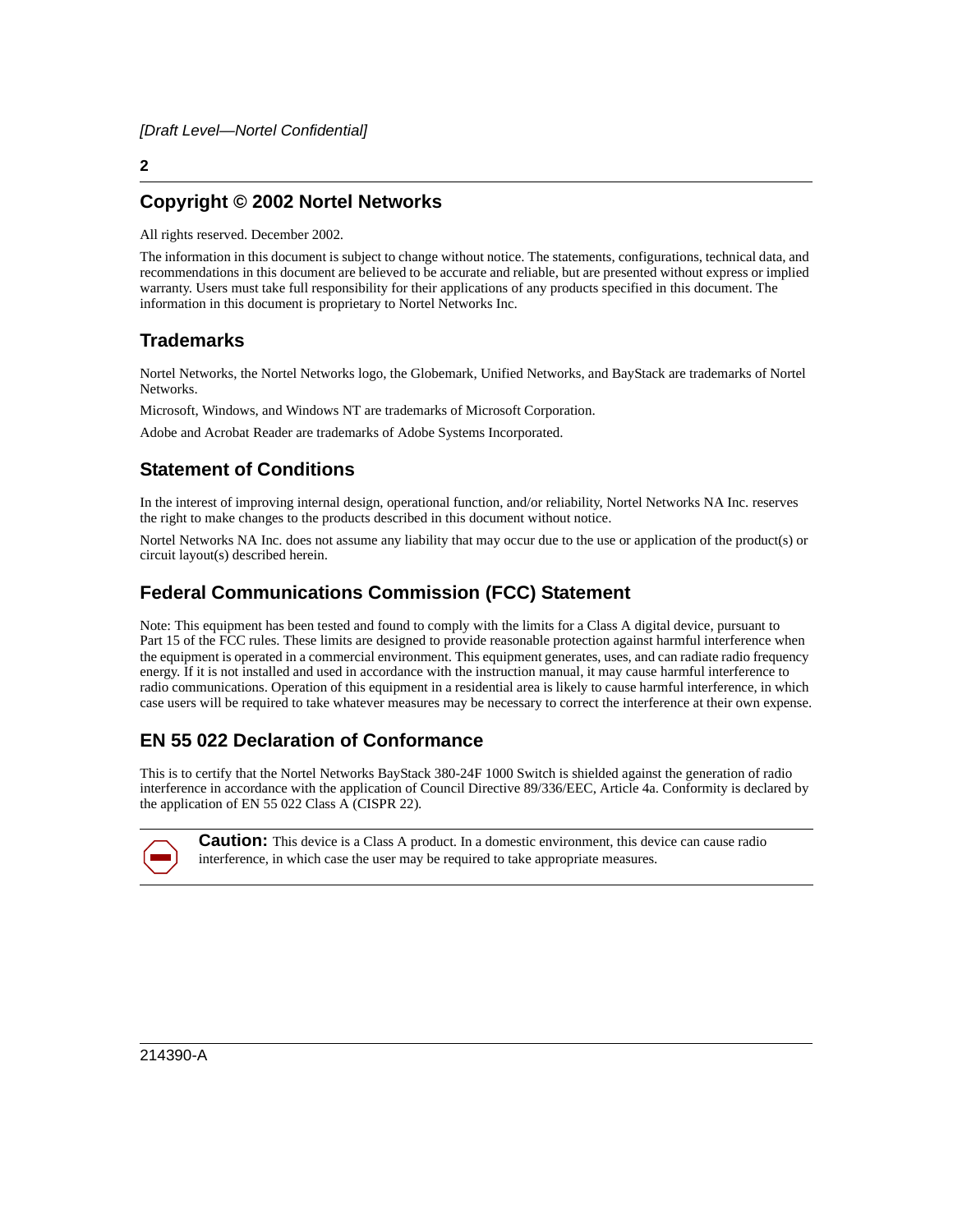## Copyright © 2002 Nortel Networks

All rights reserved. December 2002.

The information in this document is subject to change without notice. The statements, configurations, technical data, and recommendations in this document are believed to be accurate and reliable, but are presented without express or implied warranty. Users must take full responsibility for their applications of any products specified in this document. The information in this document is proprietary to Nortel Networks Inc.

## Trademarks

Nortel Networks, the Nortel Networks logo, the Globemark, Unified Networks, and BayStack are trademarks of Nortel Networks.

Microsoft, Windows, and Windows NT are trademarks of Microsoft Corporation.

Adobe and Acrobat Reader are trademarks of Adobe Systems Incorporated.

## Statement of Conditions

In the interest of improving internal design, operational function, and/or reliability, Nortel Networks NA Inc. reserves the right to make changes to the products described in this document without notice.

Nortel Networks NA Inc. does not assume any liability that may occur due to the use or application of the product(s) or circuit layout(s) described herein.

## Federal Communications Commission (FCC) Statement

Note: This equipment has been tested and found to comply with the limits for a Class A digital device, pursuant to Part 15 of the FCC rules. These limits are designed to provide reasonable protection against harmful interference when the equipment is operated in a commercial environment. This equipment generates, uses, and can radiate radio frequency energy. If it is not installed and used in accordance with the instruction manual, it may cause harmful interference to radio communications. Operation of this equipment in a residential area is likely to cause harmful interference, in which case users will be required to take whatever measures may be necessary to correct the interference at their own expense.

## EN 55 022 Declaration of Conformance

This is to certify that the Nortel Networks BayStack 380-24F 1000 Switch is shielded against the generation of radio interference in accordance with the application of Council Directive 89/336/EEC, Article 4a. Conformity is declared by the application of EN 55 022 Class A (CISPR 22).

**Caution:** This device is a Class A product. In a domestic environment, this device can cause radio interference, in which case the user may be required to take appropriate measures.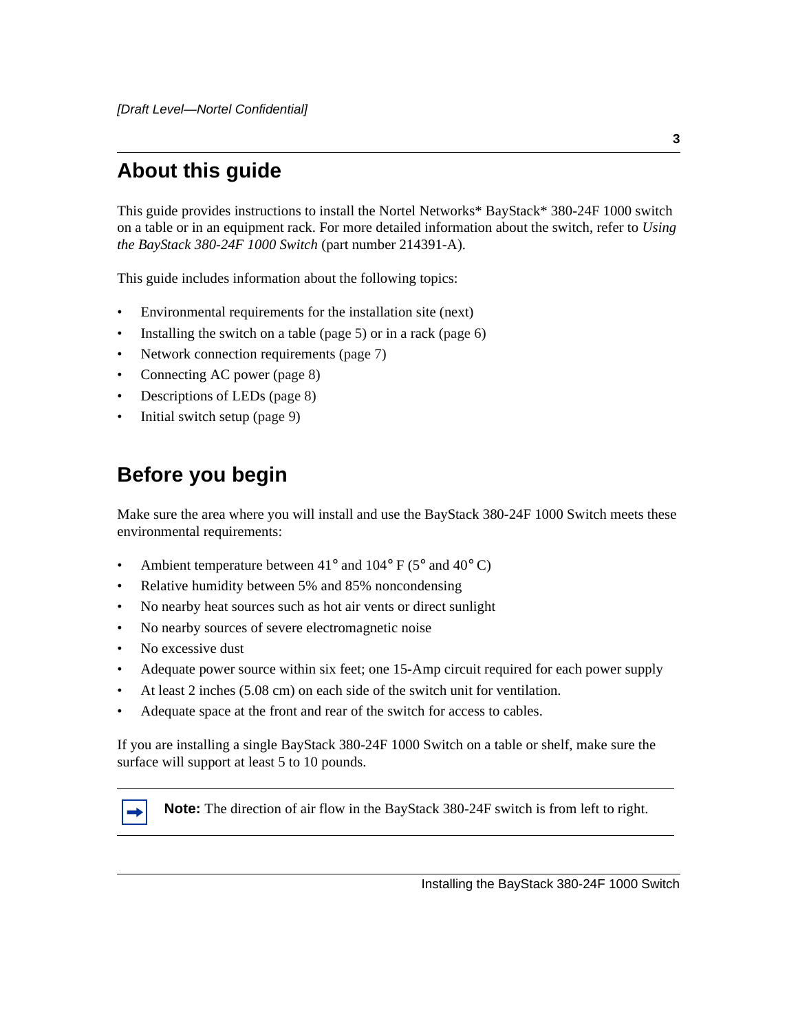## About this guide

This guide provides instructions to install the Nortel Networks* BayStack* 380-24F 1000 switch on a table or in an equipment rack. For more detailed information about the switch, refer to *Using the BayStack 380-24F 1000 Switch* (part number 214391-A).

This guide includes information about the following topics:

- Environmental requirements for the installation site (next)
- Installing the switch on a table (page 5) or in a rack (page 6)
- Network connection requirements (page 7)
- Connecting AC power (page 8)
- Descriptions of LEDs (page 8)
- Initial switch setup (page 9)

## Before you begin

Make sure the area where you will install and use the BayStack 380-24F 1000 Switch meets these environmental requirements:

- Ambient temperature between 41° and 104° F (5° and 40° C)
- Relative humidity between 5% and 85% noncondensing
- No nearby heat sources such as hot air vents or direct sunlight
- No nearby sources of severe electromagnetic noise
- No excessive dust
- Adequate power source within six feet; one 15-Amp circuit required for each power supply
- At least 2 inches (5.08 cm) on each side of the switch unit for ventilation.
- Adequate space at the front and rear of the switch for access to cables.

If you are installing a single BayStack 380-24F 1000 Switch on a table or shelf, make sure the surface will support at least 5 to 10 pounds.

**Note:** The direction of air flow in the BayStack 380-24F switch is from left to right.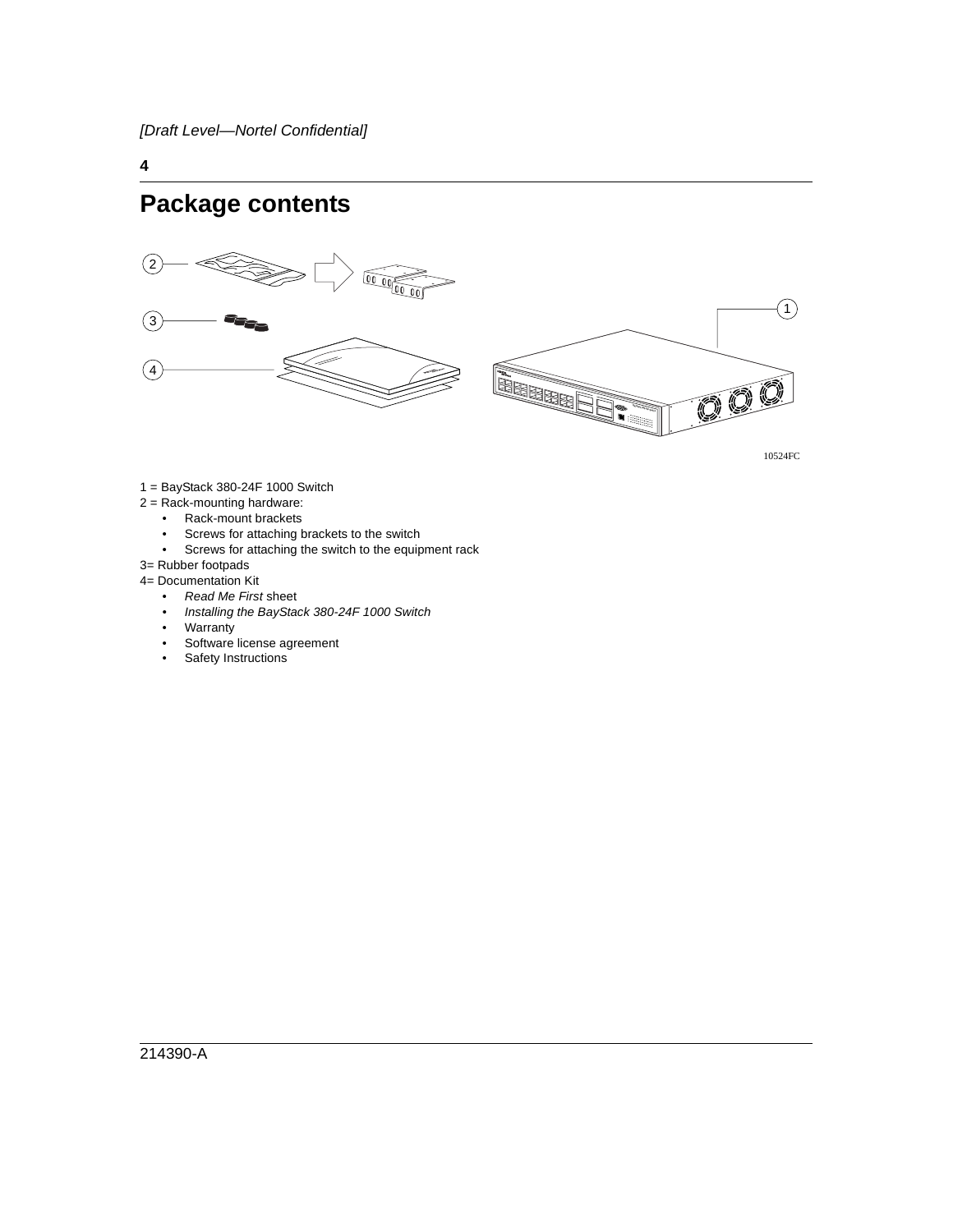# Package contents

10524FC

1 = BayStack 380-24F 1000 Switch

2 = Rack-mounting hardware:

- Rack-mount brackets
- Screws for attaching brackets to the switch
- Screws for attaching the switch to the equipment rack

3= Rubber footpads

4= Documentation Kit

- *Read Me First* sheet
- *Installing the BayStack 380-24F 1000 Switch*
- Warranty
- Software license agreement
- Safety Instructions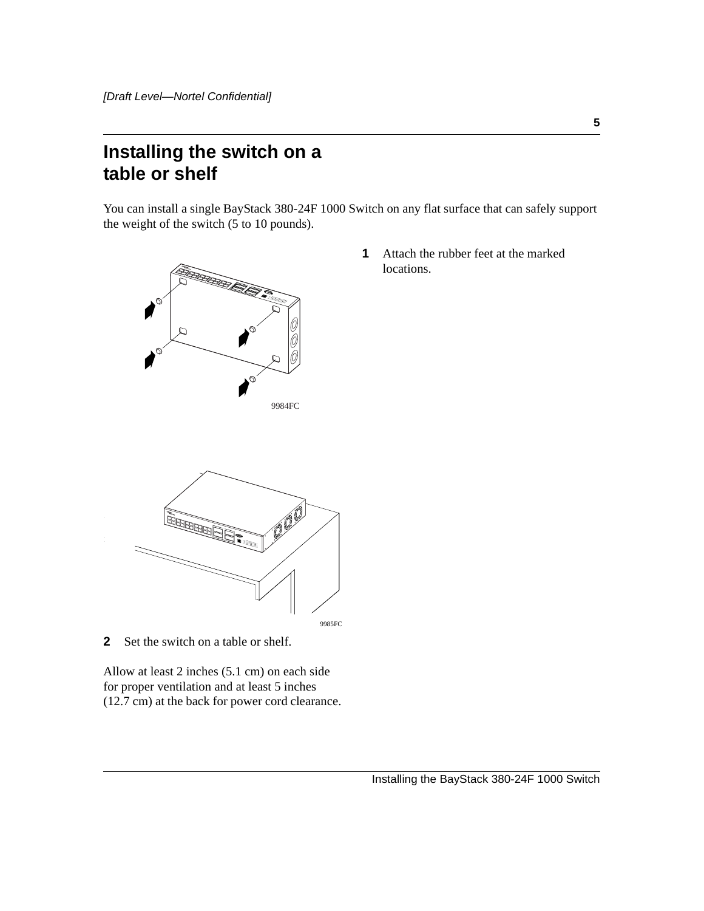# Installing the switch on a table or shelf

You can install a single BayStack 380-24F 1000 Switch on any flat surface that can safely support the weight of the switch (5 to 10 pounds).

9984FC

**1** Attach the rubber feet at the marked locations.

9985FC

**2** Set the switch on a table or shelf.

Allow at least 2 inches (5.1 cm) on each side for proper ventilation and at least 5 inches (12.7 cm) at the back for power cord clearance.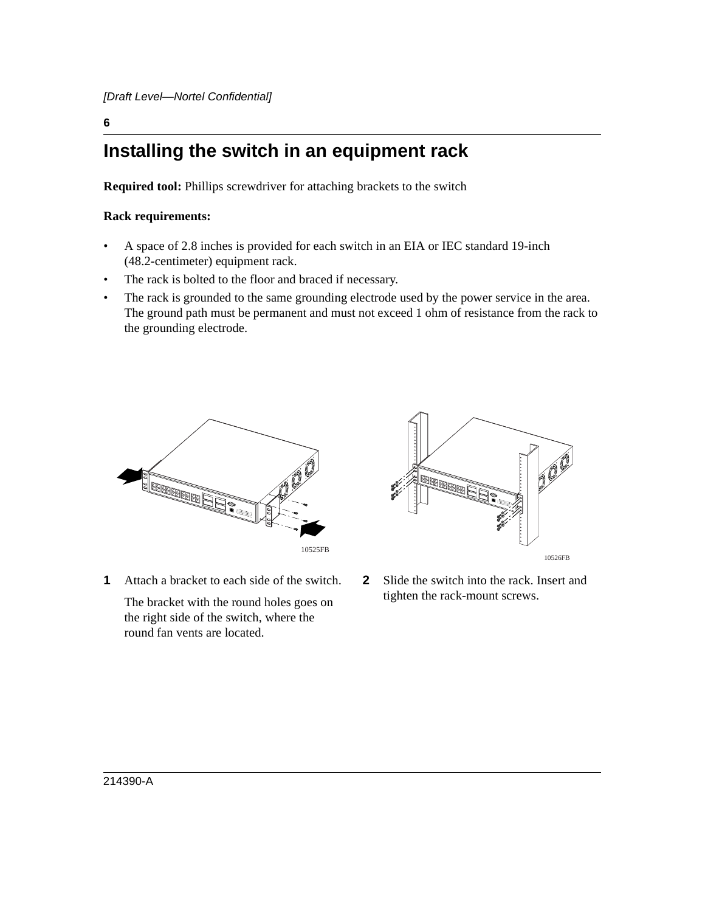[Draft Level—Nortel Confidential]

# Installing the switch in an equipment rack

**Required tool:** Phillips screwdriver for attaching brackets to the switch

**Rack requirements:**

- A space of 2.8 inches is provided for each switch in an EIA or IEC standard 19-inch (48.2-centimeter) equipment rack.
- The rack is bolted to the floor and braced if necessary.
- The rack is grounded to the same grounding electrode used by the power service in the area. The ground path must be permanent and must not exceed 1 ohm of resistance from the rack to the grounding electrode.

10525FB

10526FB

**1** Attach a bracket to each side of the switch.

The bracket with the round holes goes on the right side of the switch, where the round fan vents are located.

**2** Slide the switch into the rack. Insert and tighten the rack-mount screws.

214390-A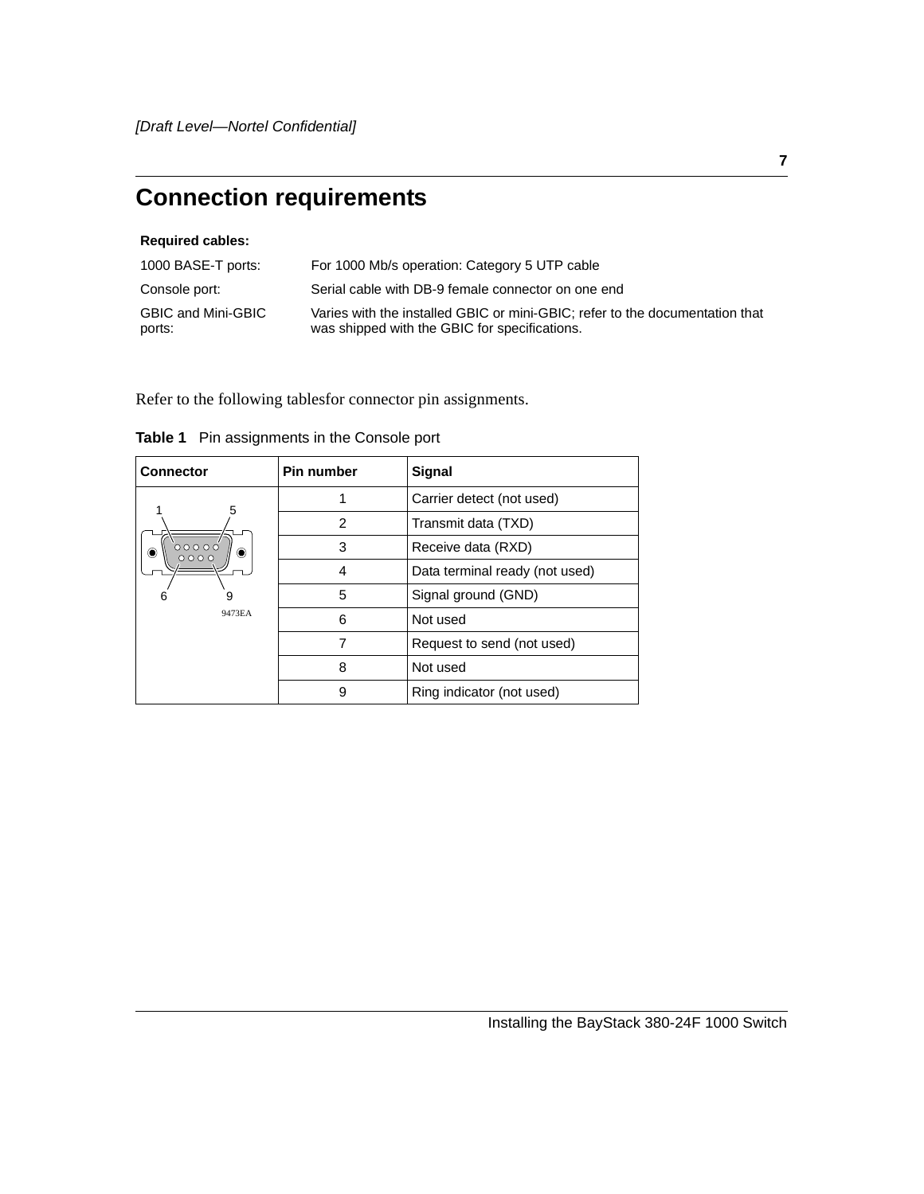# Connection requirements

**Required cables:**

| | |
|---|---|
| 1000 BASE-T ports: | For 1000 Mb/s operation: Category 5 UTP cable |
| Console port: | Serial cable with DB-9 female connector on one end |
| GBIC and Mini-GBIC ports: | Varies with the installed GBIC or mini-GBIC; refer to the documentation that was shipped with the GBIC for specifications. |

Refer to the following tablesfor connector pin assignments.

**Table 1** Pin assignments in the Console port

| Connector | Pin number | Signal |
|---|---|---|
| | 1 | Carrier detect (not used) |
| | 2 | Transmit data (TXD) |
| | 3 | Receive data (RXD) |
| | 4 | Data terminal ready (not used) |
| | 5 | Signal ground (GND) |
| | 6 | Not used |
| | 7 | Request to send (not used) |
| | 8 | Not used |
| | 9 | Ring indicator (not used) |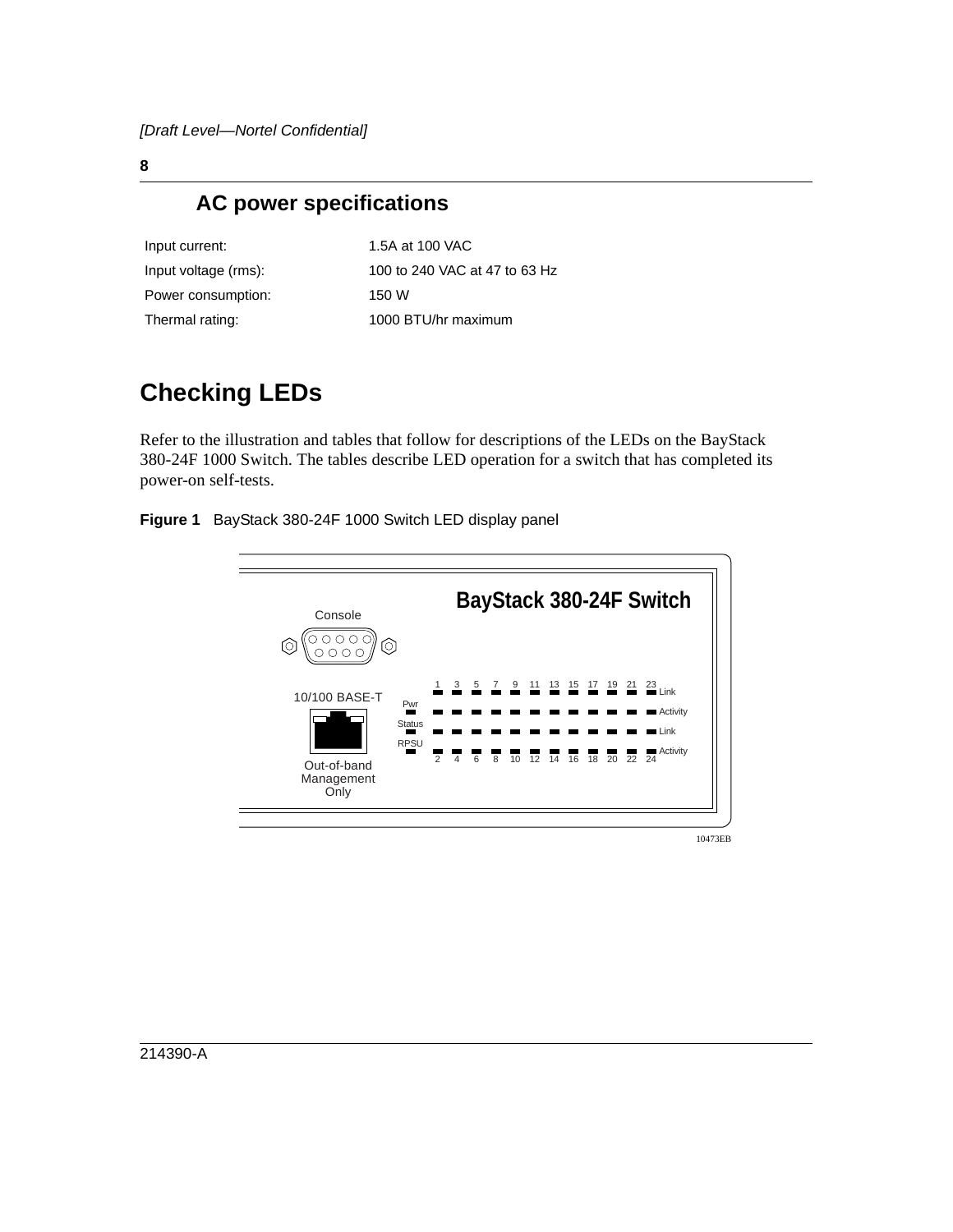## AC power specifications

| | |
|---|---|
| Input current: | 1.5A at 100 VAC |
| Input voltage (rms): | 100 to 240 VAC at 47 to 63 Hz |
| Power consumption: | 150 W |
| Thermal rating: | 1000 BTU/hr maximum |

# Checking LEDs

Refer to the illustration and tables that follow for descriptions of the LEDs on the BayStack 380-24F 1000 Switch. The tables describe LED operation for a switch that has completed its power-on self-tests.

**Figure 1** BayStack 380-24F 1000 Switch LED display panel

10473EB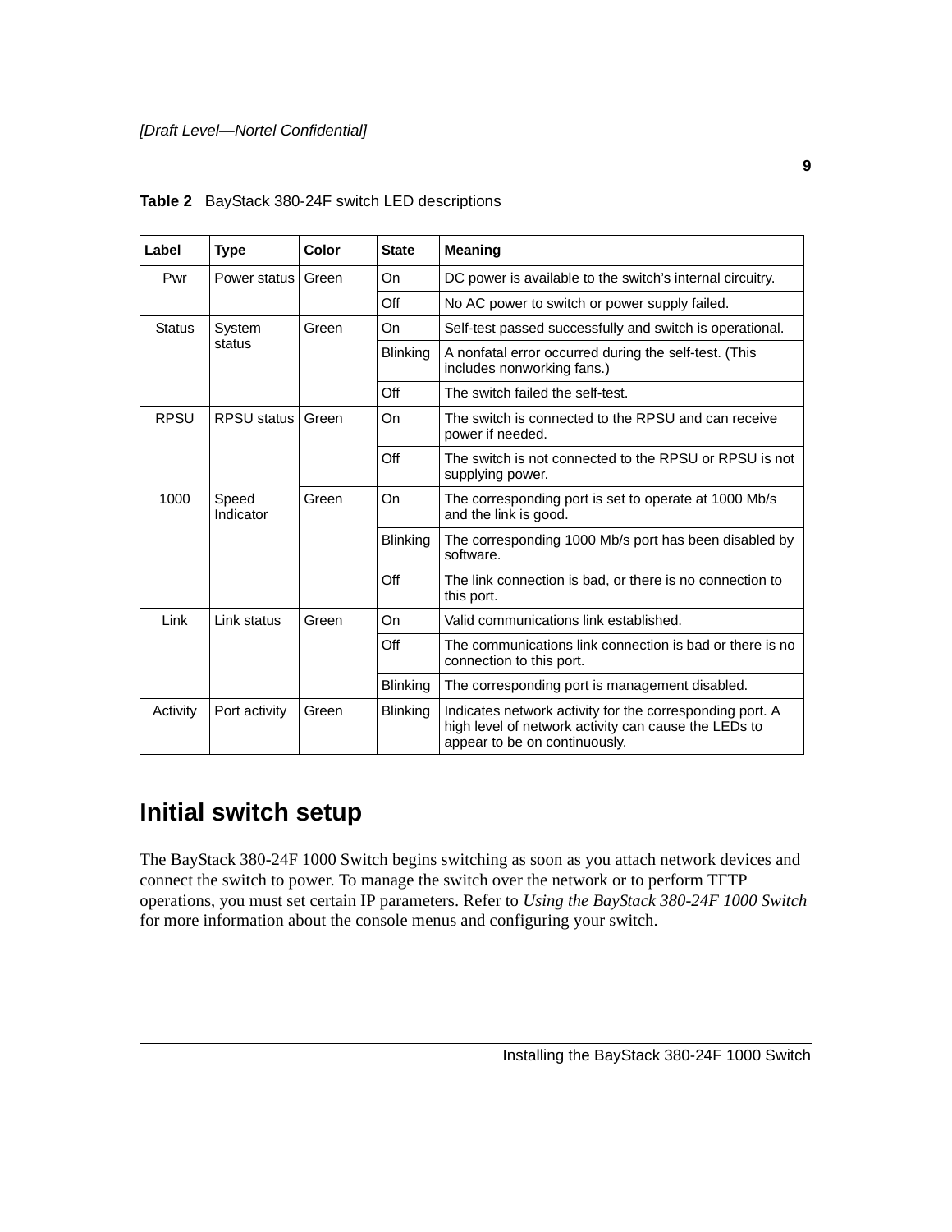**Table 2** BayStack 380-24F switch LED descriptions

| Label | Type | Color | State | Meaning |
|---|---|---|---|---|
| Pwr | Power status | Green | On | DC power is available to the switch's internal circuitry. |
| | | | Off | No AC power to switch or power supply failed. |
| Status | System status | Green | On | Self-test passed successfully and switch is operational. |
| | | | Blinking | A nonfatal error occurred during the self-test. (This includes nonworking fans.) |
| | | | Off | The switch failed the self-test. |
| RPSU | RPSU status | Green | On | The switch is connected to the RPSU and can receive power if needed. |
| | | | Off | The switch is not connected to the RPSU or RPSU is not supplying power. |
| 1000 | Speed Indicator | Green | On | The corresponding port is set to operate at 1000 Mb/s and the link is good. |
| | | | Blinking | The corresponding 1000 Mb/s port has been disabled by software. |
| | | | Off | The link connection is bad, or there is no connection to this port. |
| Link | Link status | Green | On | Valid communications link established. |
| | | | Off | The communications link connection is bad or there is no connection to this port. |
| | | | Blinking | The corresponding port is management disabled. |
| Activity | Port activity | Green | Blinking | Indicates network activity for the corresponding port. A high level of network activity can cause the LEDs to appear to be on continuously. |

## Initial switch setup

The BayStack 380-24F 1000 Switch begins switching as soon as you attach network devices and connect the switch to power. To manage the switch over the network or to perform TFTP operations, you must set certain IP parameters. Refer to *Using the BayStack 380-24F 1000 Switch* for more information about the console menus and configuring your switch.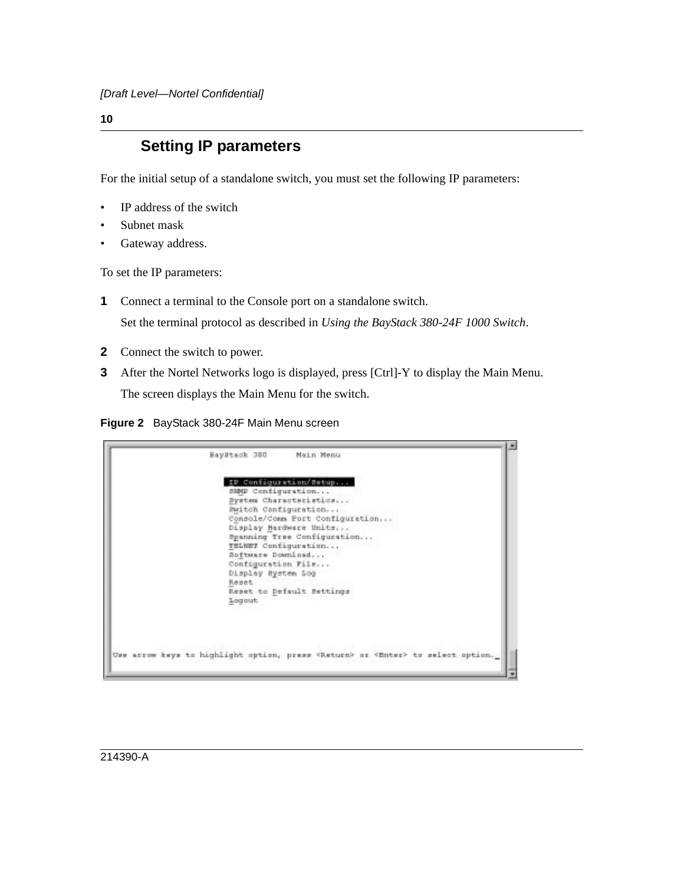## Setting IP parameters

For the initial setup of a standalone switch, you must set the following IP parameters:

- IP address of the switch
- Subnet mask
- Gateway address.

To set the IP parameters:

**1** Connect a terminal to the Console port on a standalone switch.

Set the terminal protocol as described in *Using the BayStack 380-24F 1000 Switch*.

**2** Connect the switch to power.

**3** After the Nortel Networks logo is displayed, press [Ctrl]-Y to display the Main Menu.

The screen displays the Main Menu for the switch.

**Figure 2** BayStack 380-24F Main Menu screen

```
                BayStack 380      Main Menu

                  IP Configuration/Setup...
                  SNMP Configuration...
                  System Characteristics...
                  Switch Configuration...
                  Console/Comm Port Configuration...
                  Display Hardware Units...
                  Spanning Tree Configuration...
                  TELNET Configuration...
                  Software Download...
                  Configuration File...
                  Display System Log
                  Reset
                  Reset to Default Settings
                  Logout

Use arrow keys to highlight option, press <Return> or <Enter> to select option.
```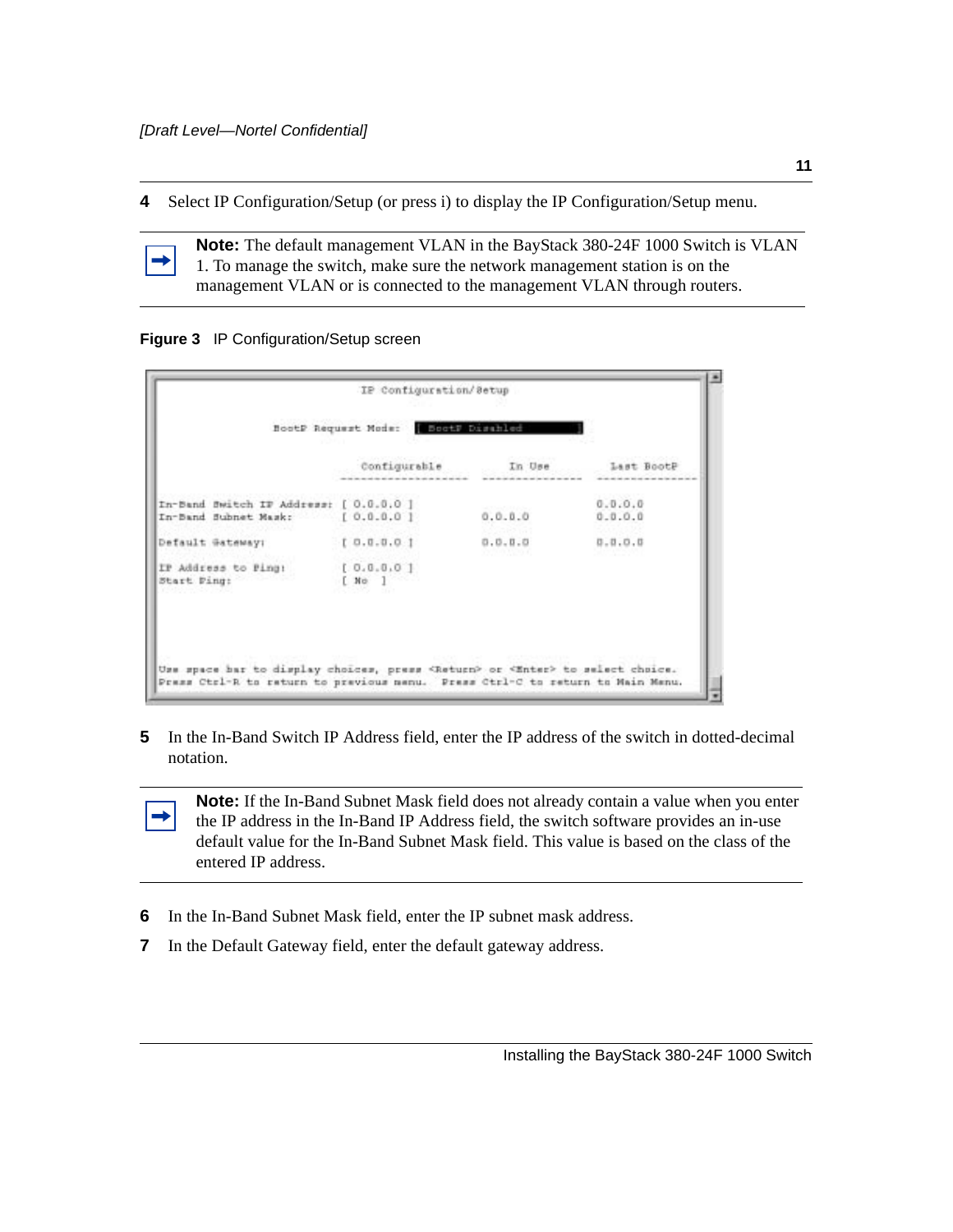4 Select IP Configuration/Setup (or press i) to display the IP Configuration/Setup menu.

**Note:** The default management VLAN in the BayStack 380-24F 1000 Switch is VLAN 1. To manage the switch, make sure the network management station is on the management VLAN or is connected to the management VLAN through routers.

**Figure 3** IP Configuration/Setup screen

```
                          IP Configuration/Setup

              BootP Request Mode:   [ BootP Disabled ]

                            Configurable        In Use        Last BootP
                          ----------------   ------------   -------------
In-Band Switch IP Address: [ 0.0.0.0 ]                        0.0.0.0
In-Band Subnet Mask:       [ 0.0.0.0 ]        0.0.0.0         0.0.0.0

Default Gateway:           [ 0.0.0.0 ]        0.0.0.0         0.0.0.0

IP Address to Ping:        [ 0.0.0.0 ]
Start Ping:                [ No  ]

Use space bar to display choices, press <Return> or <Enter> to select choice.
Press Ctrl-R to return to previous menu.  Press Ctrl-C to return to Main Menu.
```

5 In the In-Band Switch IP Address field, enter the IP address of the switch in dotted-decimal notation.

**Note:** If the In-Band Subnet Mask field does not already contain a value when you enter the IP address in the In-Band IP Address field, the switch software provides an in-use default value for the In-Band Subnet Mask field. This value is based on the class of the entered IP address.

6 In the In-Band Subnet Mask field, enter the IP subnet mask address.

7 In the Default Gateway field, enter the default gateway address.